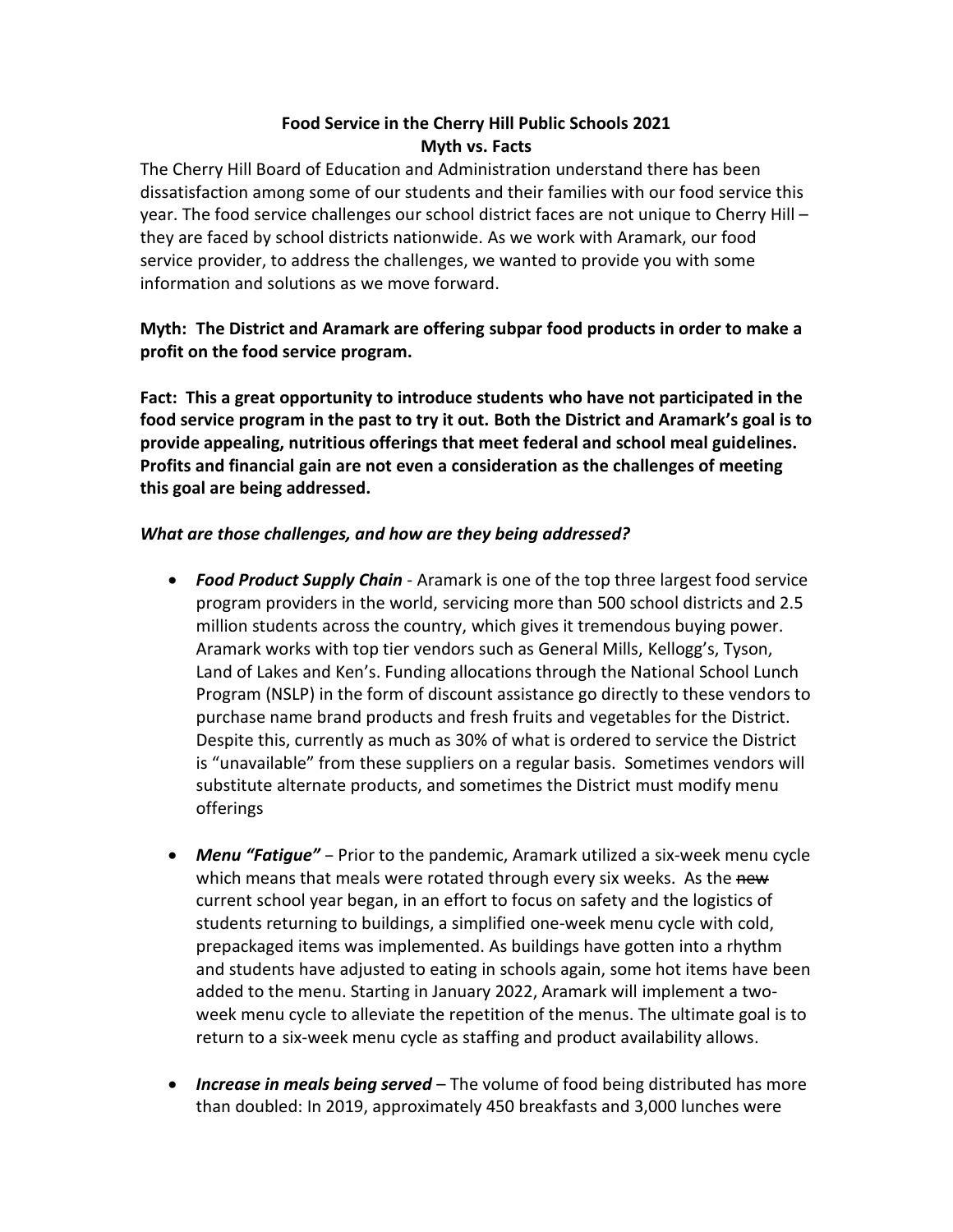**Food Service in the Cherry Hill Public Schools 2021**
**Myth vs. Facts**

The Cherry Hill Board of Education and Administration understand there has been dissatisfaction among some of our students and their families with our food service this year. The food service challenges our school district faces are not unique to Cherry Hill – they are faced by school districts nationwide. As we work with Aramark, our food service provider, to address the challenges, we wanted to provide you with some information and solutions as we move forward.

**Myth: The District and Aramark are offering subpar food products in order to make a profit on the food service program.**

**Fact: This a great opportunity to introduce students who have not participated in the food service program in the past to try it out. Both the District and Aramark's goal is to provide appealing, nutritious offerings that meet federal and school meal guidelines. Profits and financial gain are not even a consideration as the challenges of meeting this goal are being addressed.**

***What are those challenges, and how are they being addressed?***

- ***Food Product Supply Chain*** - Aramark is one of the top three largest food service program providers in the world, servicing more than 500 school districts and 2.5 million students across the country, which gives it tremendous buying power. Aramark works with top tier vendors such as General Mills, Kellogg's, Tyson, Land of Lakes and Ken's. Funding allocations through the National School Lunch Program (NSLP) in the form of discount assistance go directly to these vendors to purchase name brand products and fresh fruits and vegetables for the District. Despite this, currently as much as 30% of what is ordered to service the District is "unavailable" from these suppliers on a regular basis. Sometimes vendors will substitute alternate products, and sometimes the District must modify menu offerings
- ***Menu "Fatigue"*** – Prior to the pandemic, Aramark utilized a six-week menu cycle which means that meals were rotated through every six weeks. As the ~~new~~ current school year began, in an effort to focus on safety and the logistics of students returning to buildings, a simplified one-week menu cycle with cold, prepackaged items was implemented. As buildings have gotten into a rhythm and students have adjusted to eating in schools again, some hot items have been added to the menu. Starting in January 2022, Aramark will implement a two-week menu cycle to alleviate the repetition of the menus. The ultimate goal is to return to a six-week menu cycle as staffing and product availability allows.
- ***Increase in meals being served*** – The volume of food being distributed has more than doubled: In 2019, approximately 450 breakfasts and 3,000 lunches were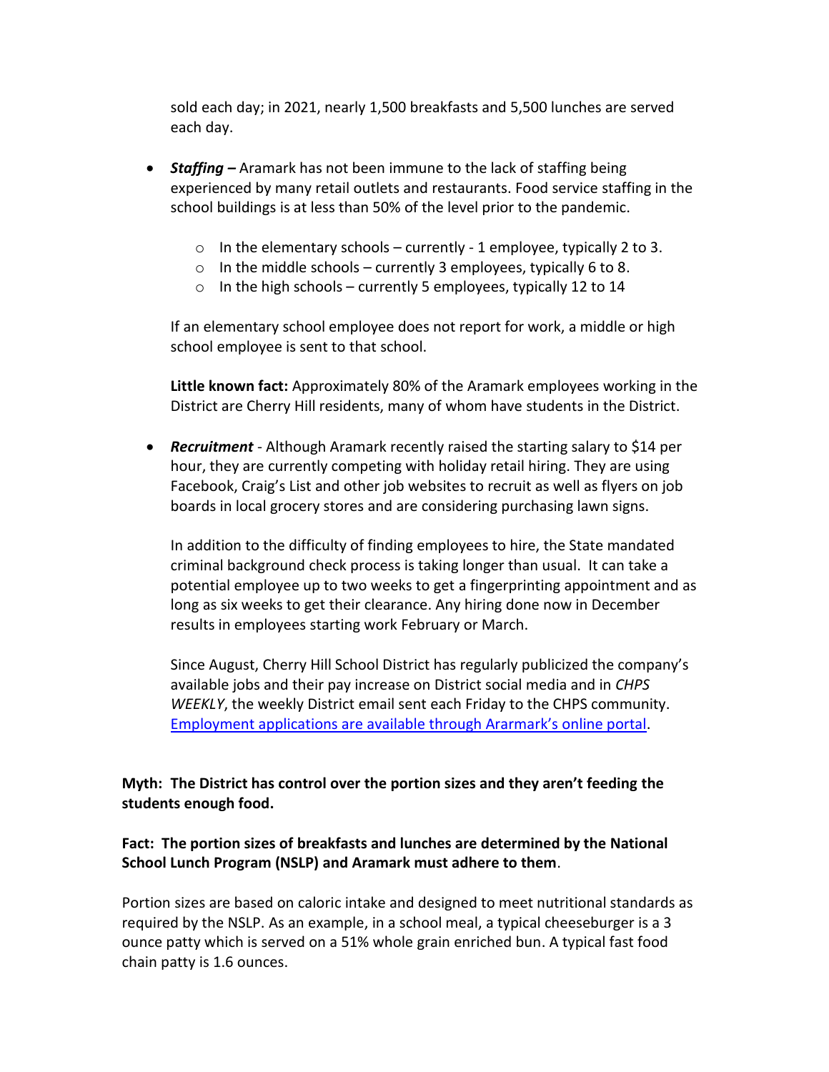sold each day; in 2021, nearly 1,500 breakfasts and 5,500 lunches are served each day.

- ***Staffing –*** Aramark has not been immune to the lack of staffing being experienced by many retail outlets and restaurants. Food service staffing in the school buildings is at less than 50% of the level prior to the pandemic.

    - In the elementary schools – currently - 1 employee, typically 2 to 3.
    - In the middle schools – currently 3 employees, typically 6 to 8.
    - In the high schools – currently 5 employees, typically 12 to 14

    If an elementary school employee does not report for work, a middle or high school employee is sent to that school.

    **Little known fact:** Approximately 80% of the Aramark employees working in the District are Cherry Hill residents, many of whom have students in the District.

- ***Recruitment*** - Although Aramark recently raised the starting salary to $14 per hour, they are currently competing with holiday retail hiring. They are using Facebook, Craig's List and other job websites to recruit as well as flyers on job boards in local grocery stores and are considering purchasing lawn signs.

    In addition to the difficulty of finding employees to hire, the State mandated criminal background check process is taking longer than usual. It can take a potential employee up to two weeks to get a fingerprinting appointment and as long as six weeks to get their clearance. Any hiring done now in December results in employees starting work February or March.

    Since August, Cherry Hill School District has regularly publicized the company's available jobs and their pay increase on District social media and in *CHPS WEEKLY*, the weekly District email sent each Friday to the CHPS community. Employment applications are available through Ararmark's online portal.

**Myth: The District has control over the portion sizes and they aren't feeding the students enough food.**

**Fact: The portion sizes of breakfasts and lunches are determined by the National School Lunch Program (NSLP) and Aramark must adhere to them**.

Portion sizes are based on caloric intake and designed to meet nutritional standards as required by the NSLP. As an example, in a school meal, a typical cheeseburger is a 3 ounce patty which is served on a 51% whole grain enriched bun. A typical fast food chain patty is 1.6 ounces.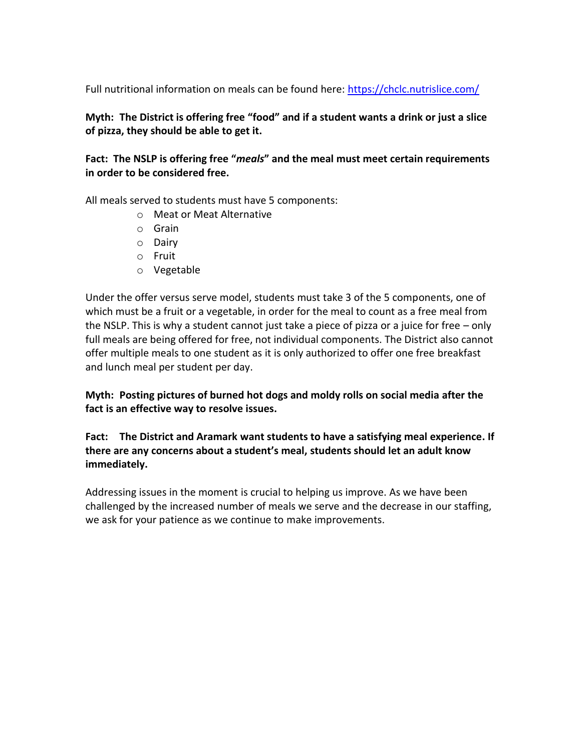Full nutritional information on meals can be found here: [https://chclc.nutrislice.com/](https://chclc.nutrislice.com/)

**Myth: The District is offering free "food" and if a student wants a drink or just a slice of pizza, they should be able to get it.**

**Fact: The NSLP is offering free "*meals*" and the meal must meet certain requirements in order to be considered free.**

All meals served to students must have 5 components:

- Meat or Meat Alternative
- Grain
- Dairy
- Fruit
- Vegetable

Under the offer versus serve model, students must take 3 of the 5 components, one of which must be a fruit or a vegetable, in order for the meal to count as a free meal from the NSLP. This is why a student cannot just take a piece of pizza or a juice for free – only full meals are being offered for free, not individual components. The District also cannot offer multiple meals to one student as it is only authorized to offer one free breakfast and lunch meal per student per day.

**Myth: Posting pictures of burned hot dogs and moldy rolls on social media after the fact is an effective way to resolve issues.**

**Fact: The District and Aramark want students to have a satisfying meal experience. If there are any concerns about a student's meal, students should let an adult know immediately.**

Addressing issues in the moment is crucial to helping us improve. As we have been challenged by the increased number of meals we serve and the decrease in our staffing, we ask for your patience as we continue to make improvements.